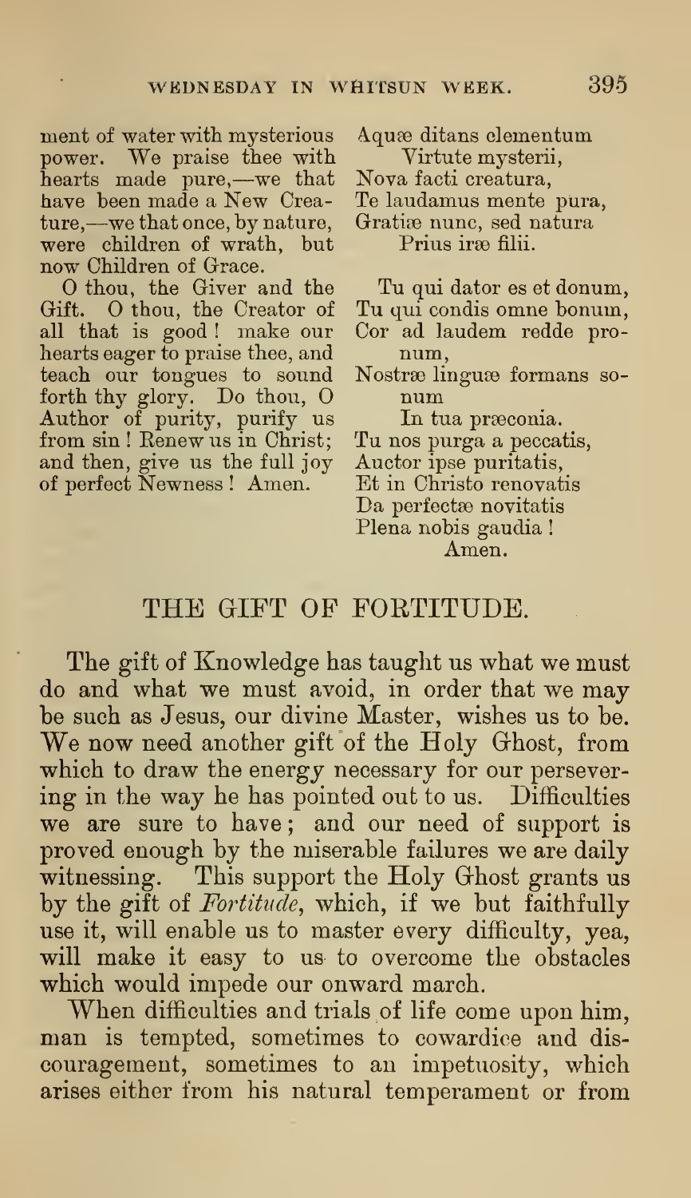ment of water with mysterious power. We praise thee with hearts made pure,—we that have been made a New Creature,—we that once, by nature, were children of wrath, but now Children of Grace.

Aquæ ditans clementum
Virtute mysterii,
Nova facti creatura,
Te laudamus mente pura,
Gratiæ nunc, sed natura
Prius iræ filii.

O thou, the Giver and the Gift. O thou, the Creator of all that is good! make our hearts eager to praise thee, and teach our tongues to sound forth thy glory. Do thou, O Author of purity, purify us from sin! Renew us in Christ; and then, give us the full joy of perfect Newness! Amen.

Tu qui dator es et donum,
Tu qui condis omne bonum,
Cor ad laudem redde pronum,
Nostræ linguæ formans sonum
In tua præconia.
Tu nos purga a peccatis,
Auctor ipse puritatis,
Et in Christo renovatis
Da perfectæ novitatis
Plena nobis gaudia!
Amen.

## THE GIFT OF FORTITUDE.

The gift of Knowledge has taught us what we must do and what we must avoid, in order that we may be such as Jesus, our divine Master, wishes us to be. We now need another gift of the Holy Ghost, from which to draw the energy necessary for our persevering in the way he has pointed out to us. Difficulties we are sure to have; and our need of support is proved enough by the miserable failures we are daily witnessing. This support the Holy Ghost grants us by the gift of *Fortitude*, which, if we but faithfully use it, will enable us to master every difficulty, yea, will make it easy to us to overcome the obstacles which would impede our onward march.

When difficulties and trials of life come upon him, man is tempted, sometimes to cowardice and discouragement, sometimes to an impetuosity, which arises either from his natural temperament or from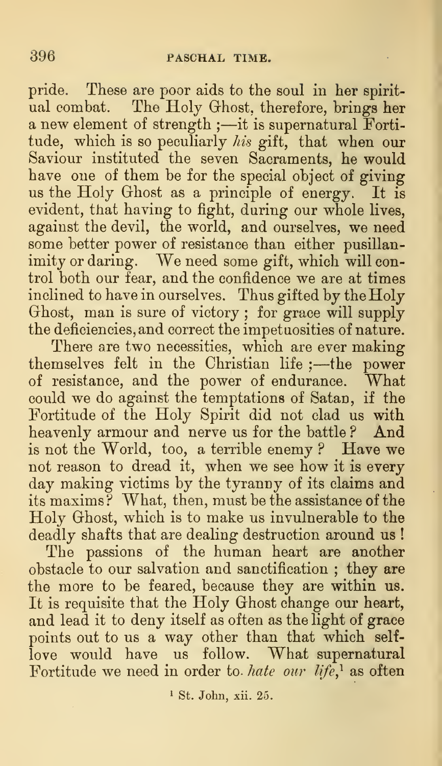pride. These are poor aids to the soul in her spiritual combat. The Holy Ghost, therefore, brings her a new element of strength ;—it is supernatural Fortitude, which is so peculiarly *his* gift, that when our Saviour instituted the seven Sacraments, he would have one of them be for the special object of giving us the Holy Ghost as a principle of energy. It is evident, that having to fight, during our whole lives, against the devil, the world, and ourselves, we need some better power of resistance than either pusillanimity or daring. We need some gift, which will control both our fear, and the confidence we are at times inclined to have in ourselves. Thus gifted by the Holy Ghost, man is sure of victory ; for grace will supply the deficiencies, and correct the impetuosities of nature.

There are two necessities, which are ever making themselves felt in the Christian life ;—the power of resistance, and the power of endurance. What could we do against the temptations of Satan, if the Fortitude of the Holy Spirit did not clad us with heavenly armour and nerve us for the battle ? And is not the World, too, a terrible enemy ? Have we not reason to dread it, when we see how it is every day making victims by the tyranny of its claims and its maxims ? What, then, must be the assistance of the Holy Ghost, which is to make us invulnerable to the deadly shafts that are dealing destruction around us !

The passions of the human heart are another obstacle to our salvation and sanctification ; they are the more to be feared, because they are within us. It is requisite that the Holy Ghost change our heart, and lead it to deny itself as often as the light of grace points out to us a way other than that which self-love would have us follow. What supernatural Fortitude we need in order to *hate our life*,[1] as often

[1] St. John, xii. 25.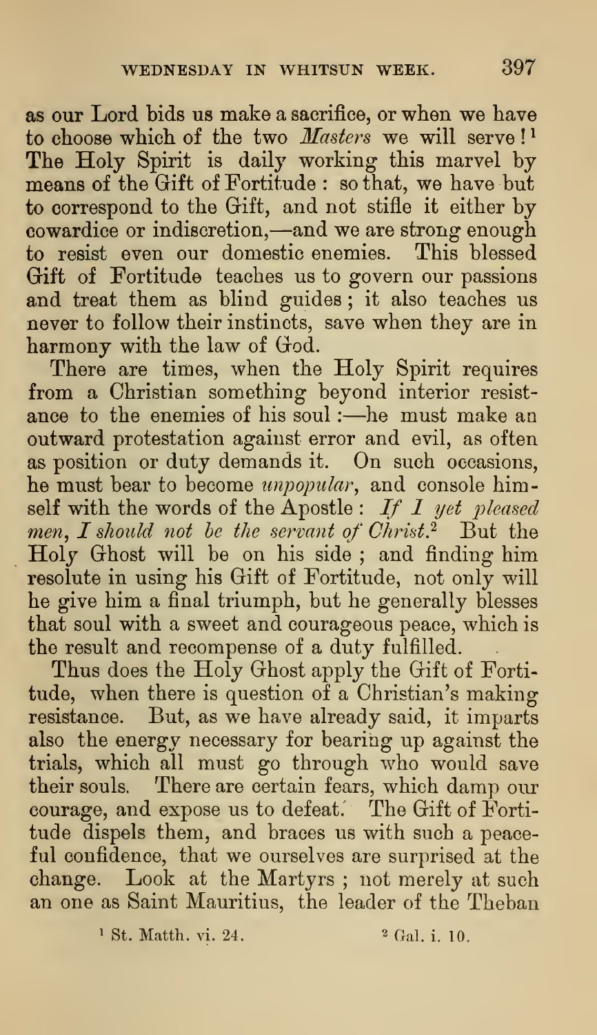as our Lord bids us make a sacrifice, or when we have to choose which of the two *Masters* we will serve![1] The Holy Spirit is daily working this marvel by means of the Gift of Fortitude: so that, we have but to correspond to the Gift, and not stifle it either by cowardice or indiscretion,—and we are strong enough to resist even our domestic enemies. This blessed Gift of Fortitude teaches us to govern our passions and treat them as blind guides; it also teaches us never to follow their instincts, save when they are in harmony with the law of God.

There are times, when the Holy Spirit requires from a Christian something beyond interior resistance to the enemies of his soul:—he must make an outward protestation against error and evil, as often as position or duty demands it. On such occasions, he must bear to become *unpopular*, and console himself with the words of the Apostle: *If I yet pleased men, I should not be the servant of Christ.*[2] But the Holy Ghost will be on his side; and finding him resolute in using his Gift of Fortitude, not only will he give him a final triumph, but he generally blesses that soul with a sweet and courageous peace, which is the result and recompense of a duty fulfilled.

Thus does the Holy Ghost apply the Gift of Fortitude, when there is question of a Christian's making resistance. But, as we have already said, it imparts also the energy necessary for bearing up against the trials, which all must go through who would save their souls. There are certain fears, which damp our courage, and expose us to defeat. The Gift of Fortitude dispels them, and braces us with such a peaceful confidence, that we ourselves are surprised at the change. Look at the Martyrs; not merely at such an one as Saint Mauritius, the leader of the Theban

[1] St. Matth. vi. 24. [2] Gal. i. 10.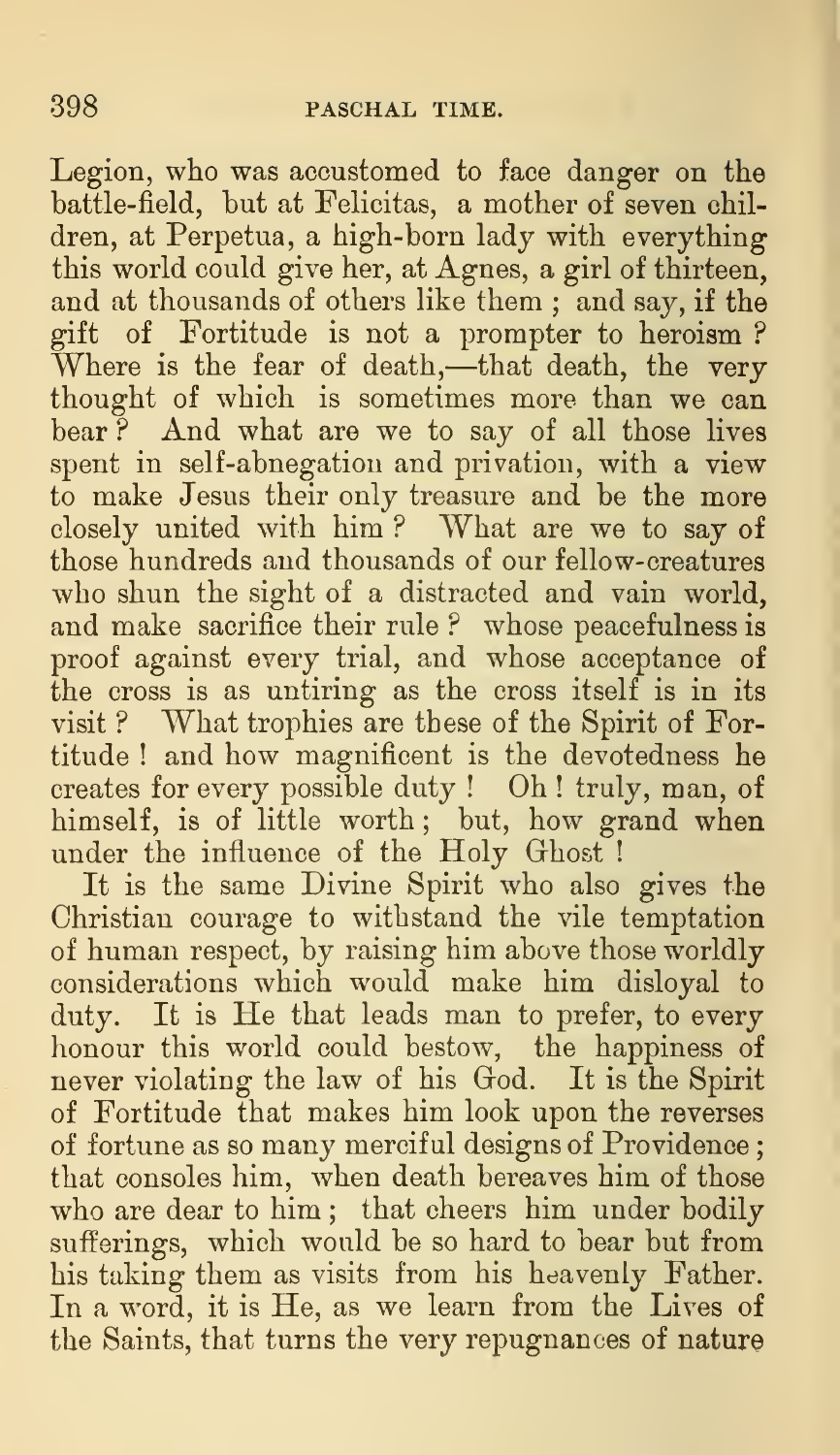Legion, who was accustomed to face danger on the battle-field, but at Felicitas, a mother of seven children, at Perpetua, a high-born lady with everything this world could give her, at Agnes, a girl of thirteen, and at thousands of others like them; and say, if the gift of Fortitude is not a prompter to heroism? Where is the fear of death,—that death, the very thought of which is sometimes more than we can bear? And what are we to say of all those lives spent in self-abnegation and privation, with a view to make Jesus their only treasure and be the more closely united with him? What are we to say of those hundreds and thousands of our fellow-creatures who shun the sight of a distracted and vain world, and make sacrifice their rule? whose peacefulness is proof against every trial, and whose acceptance of the cross is as untiring as the cross itself is in its visit? What trophies are these of the Spirit of Fortitude! and how magnificent is the devotedness he creates for every possible duty! Oh! truly, man, of himself, is of little worth; but, how grand when under the influence of the Holy Ghost!

It is the same Divine Spirit who also gives the Christian courage to withstand the vile temptation of human respect, by raising him above those worldly considerations which would make him disloyal to duty. It is He that leads man to prefer, to every honour this world could bestow, the happiness of never violating the law of his God. It is the Spirit of Fortitude that makes him look upon the reverses of fortune as so many merciful designs of Providence; that consoles him, when death bereaves him of those who are dear to him; that cheers him under bodily sufferings, which would be so hard to bear but from his taking them as visits from his heavenly Father. In a word, it is He, as we learn from the Lives of the Saints, that turns the very repugnances of nature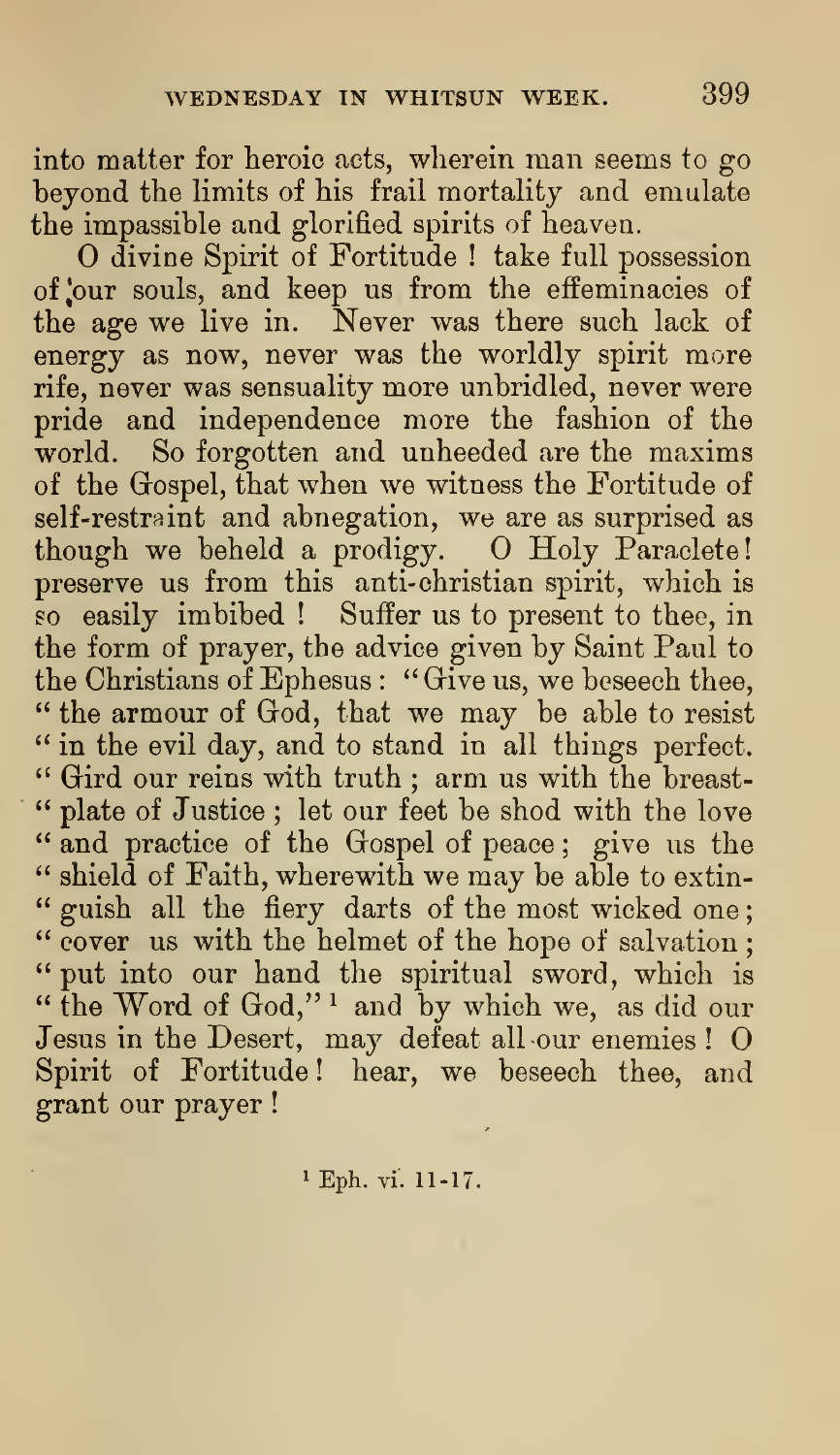into matter for heroic acts, wherein man seems to go beyond the limits of his frail mortality and emulate the impassible and glorified spirits of heaven.

O divine Spirit of Fortitude ! take full possession of our souls, and keep us from the effeminacies of the age we live in. Never was there such lack of energy as now, never was the worldly spirit more rife, never was sensuality more unbridled, never were pride and independence more the fashion of the world. So forgotten and unheeded are the maxims of the Gospel, that when we witness the Fortitude of self-restraint and abnegation, we are as surprised as though we beheld a prodigy. O Holy Paraclete! preserve us from this anti-christian spirit, which is so easily imbibed ! Suffer us to present to thee, in the form of prayer, the advice given by Saint Paul to the Christians of Ephesus : "Give us, we beseech thee, "the armour of God, that we may be able to resist "in the evil day, and to stand in all things perfect. "Gird our reins with truth ; arm us with the breast-"plate of Justice ; let our feet be shod with the love "and practice of the Gospel of peace ; give us the "shield of Faith, wherewith we may be able to extin-"guish all the fiery darts of the most wicked one ; "cover us with the helmet of the hope of salvation ; "put into our hand the spiritual sword, which is "the Word of God,"[1] and by which we, as did our Jesus in the Desert, may defeat all our enemies ! O Spirit of Fortitude ! hear, we beseech thee, and grant our prayer !

[1] Eph. vi. 11-17.